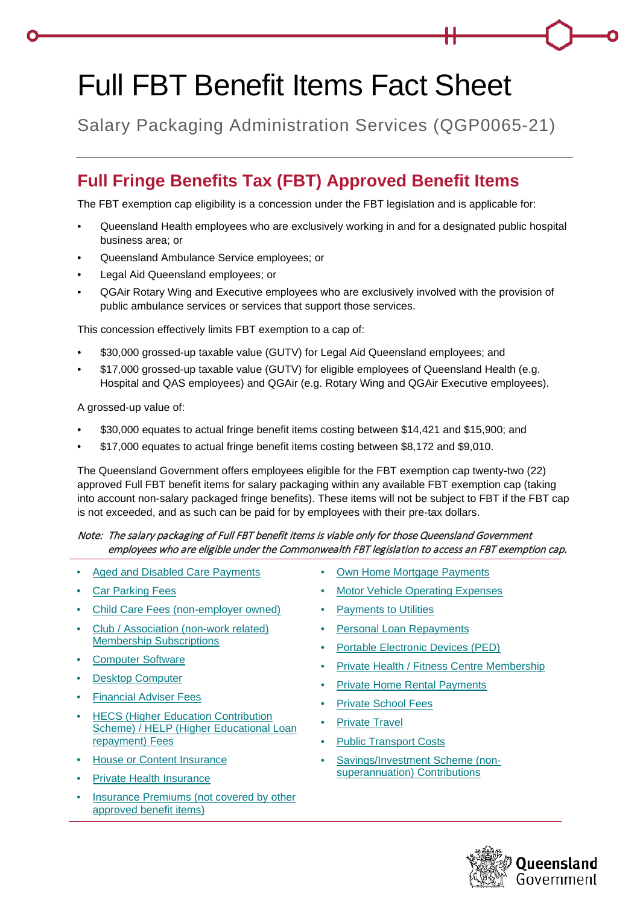# Full FBT Benefit Items Fact Sheet

Salary Packaging Administration Services (QGP0065-21)

## Full Fringe Benefits Tax (FBT) Approved Benefit Items

The FBT exemption cap eligibility is a concession under the FBT legislation and is applicable for:

- Queensland Health employees who are exclusively working in and for a designated public hospital business area; or
- Queensland Ambulance Service employees; or
- Legal Aid Queensland employees; or
- QGAir Rotary Wing and Executive employees who are exclusively involved with the provision of public ambulance services or services that support those services.

This concession effectively limits FBT exemption to a cap of:

- $30,000 grossed-up taxable value (GUTV) for Legal Aid Queensland employees; and
- $17,000 grossed-up taxable value (GUTV) for eligible employees of Queensland Health (e.g. Hospital and QAS employees) and QGAir (e.g. Rotary Wing and QGAir Executive employees).

A grossed-up value of:

- $30,000 equates to actual fringe benefit items costing between $14,421 and $15,900; and
- $17,000 equates to actual fringe benefit items costing between $8,172 and $9,010.

The Queensland Government offers employees eligible for the FBT exemption cap twenty-two (22) approved Full FBT benefit items for salary packaging within any available FBT exemption cap (taking into account non-salary packaged fringe benefits). These items will not be subject to FBT if the FBT cap is not exceeded, and as such can be paid for by employees with their pre-tax dollars.

*Note: The salary packaging of Full FBT benefit items is viable only for those Queensland Government employees who are eligible under the Commonwealth FBT legislation to access an FBT exemption cap.*

- Aged and Disabled Care Payments
- Car Parking Fees
- Child Care Fees (non-employer owned)
- Club / Association (non-work related) Membership Subscriptions
- Computer Software
- Desktop Computer
- Financial Adviser Fees
- HECS (Higher Education Contribution Scheme) / HELP (Higher Educational Loan repayment) Fees
- House or Content Insurance
- Private Health Insurance
- Insurance Premiums (not covered by other approved benefit items)
- Own Home Mortgage Payments
- Motor Vehicle Operating Expenses
- Payments to Utilities
- Personal Loan Repayments
- Portable Electronic Devices (PED)
- Private Health / Fitness Centre Membership
- Private Home Rental Payments
- Private School Fees
- Private Travel
- Public Transport Costs
- Savings/Investment Scheme (non-superannuation) Contributions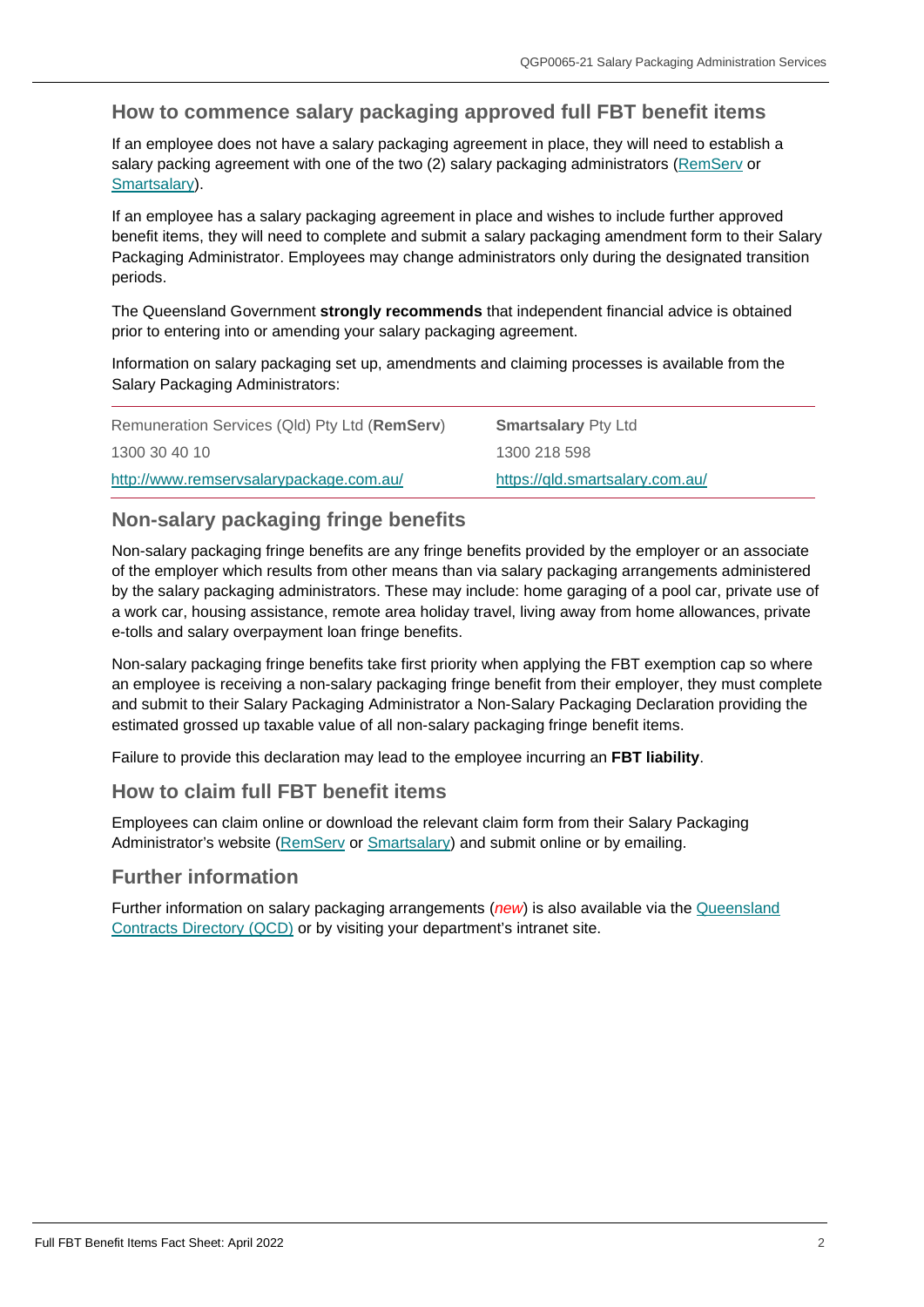## How to commence salary packaging approved full FBT benefit items

If an employee does not have a salary packaging agreement in place, they will need to establish a salary packing agreement with one of the two (2) salary packaging administrators (RemServ or Smartsalary).

If an employee has a salary packaging agreement in place and wishes to include further approved benefit items, they will need to complete and submit a salary packaging amendment form to their Salary Packaging Administrator. Employees may change administrators only during the designated transition periods.

The Queensland Government **strongly recommends** that independent financial advice is obtained prior to entering into or amending your salary packaging agreement.

Information on salary packaging set up, amendments and claiming processes is available from the Salary Packaging Administrators:

| Remuneration Services (Qld) Pty Ltd (**RemServ**) | **Smartsalary** Pty Ltd |
|---|---|
| 1300 30 40 10 | 1300 218 598 |
| http://www.remservsalarypackage.com.au/ | https://qld.smartsalary.com.au/ |

## Non-salary packaging fringe benefits

Non-salary packaging fringe benefits are any fringe benefits provided by the employer or an associate of the employer which results from other means than via salary packaging arrangements administered by the salary packaging administrators. These may include: home garaging of a pool car, private use of a work car, housing assistance, remote area holiday travel, living away from home allowances, private e-tolls and salary overpayment loan fringe benefits.

Non-salary packaging fringe benefits take first priority when applying the FBT exemption cap so where an employee is receiving a non-salary packaging fringe benefit from their employer, they must complete and submit to their Salary Packaging Administrator a Non-Salary Packaging Declaration providing the estimated grossed up taxable value of all non-salary packaging fringe benefit items.

Failure to provide this declaration may lead to the employee incurring an **FBT liability**.

## How to claim full FBT benefit items

Employees can claim online or download the relevant claim form from their Salary Packaging Administrator's website (RemServ or Smartsalary) and submit online or by emailing.

## Further information

Further information on salary packaging arrangements (*new*) is also available via the Queensland Contracts Directory (QCD) or by visiting your department's intranet site.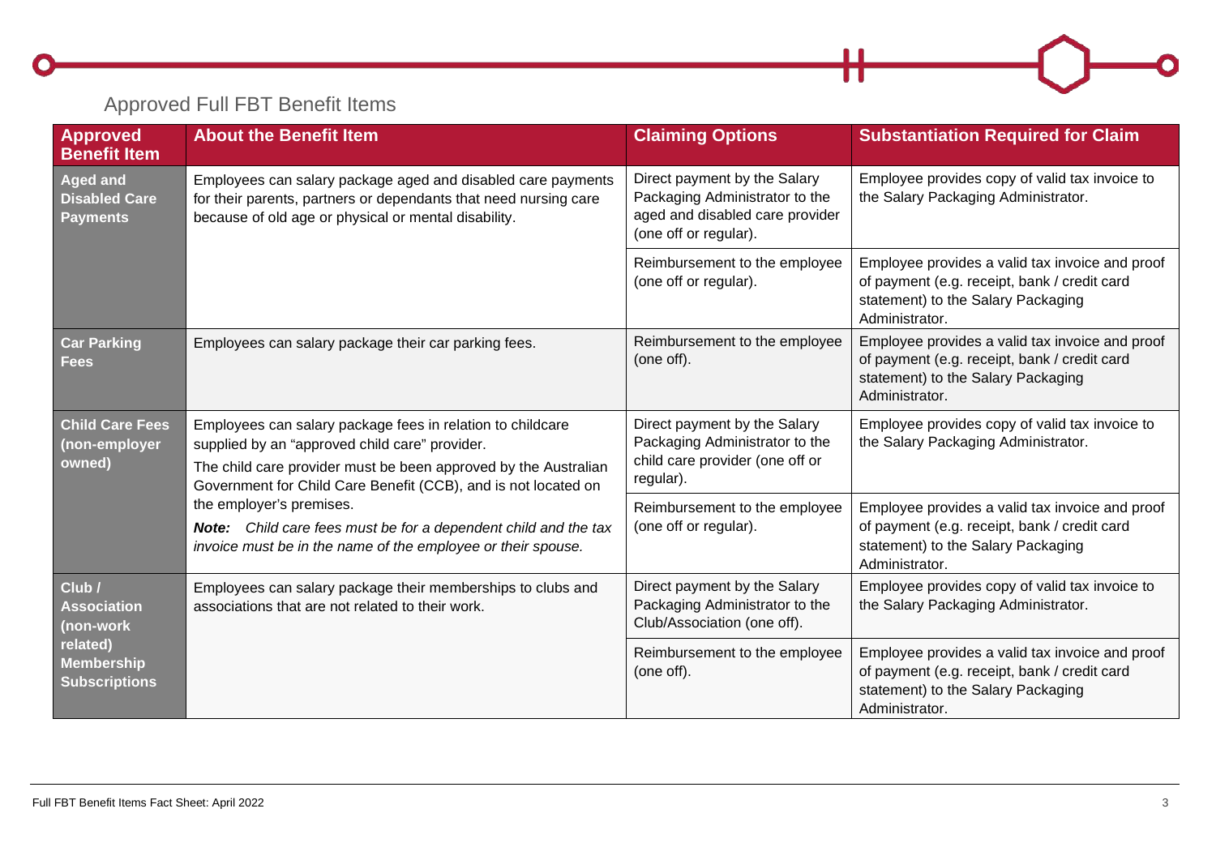## Approved Full FBT Benefit Items

| Approved Benefit Item | About the Benefit Item | Claiming Options | Substantiation Required for Claim |
|---|---|---|---|
| **Aged and Disabled Care Payments** | Employees can salary package aged and disabled care payments for their parents, partners or dependants that need nursing care because of old age or physical or mental disability. | Direct payment by the Salary Packaging Administrator to the aged and disabled care provider (one off or regular). | Employee provides copy of valid tax invoice to the Salary Packaging Administrator. |
| | | Reimbursement to the employee (one off or regular). | Employee provides a valid tax invoice and proof of payment (e.g. receipt, bank / credit card statement) to the Salary Packaging Administrator. |
| **Car Parking Fees** | Employees can salary package their car parking fees. | Reimbursement to the employee (one off). | Employee provides a valid tax invoice and proof of payment (e.g. receipt, bank / credit card statement) to the Salary Packaging Administrator. |
| **Child Care Fees (non-employer owned)** | Employees can salary package fees in relation to childcare supplied by an "approved child care" provider.<br>The child care provider must be been approved by the Australian Government for Child Care Benefit (CCB), and is not located on the employer's premises.<br>***Note:*** *Child care fees must be for a dependent child and the tax invoice must be in the name of the employee or their spouse.* | Direct payment by the Salary Packaging Administrator to the child care provider (one off or regular). | Employee provides copy of valid tax invoice to the Salary Packaging Administrator. |
| | | Reimbursement to the employee (one off or regular). | Employee provides a valid tax invoice and proof of payment (e.g. receipt, bank / credit card statement) to the Salary Packaging Administrator. |
| **Club / Association (non-work related) Membership Subscriptions** | Employees can salary package their memberships to clubs and associations that are not related to their work. | Direct payment by the Salary Packaging Administrator to the Club/Association (one off). | Employee provides copy of valid tax invoice to the Salary Packaging Administrator. |
| | | Reimbursement to the employee (one off). | Employee provides a valid tax invoice and proof of payment (e.g. receipt, bank / credit card statement) to the Salary Packaging Administrator. |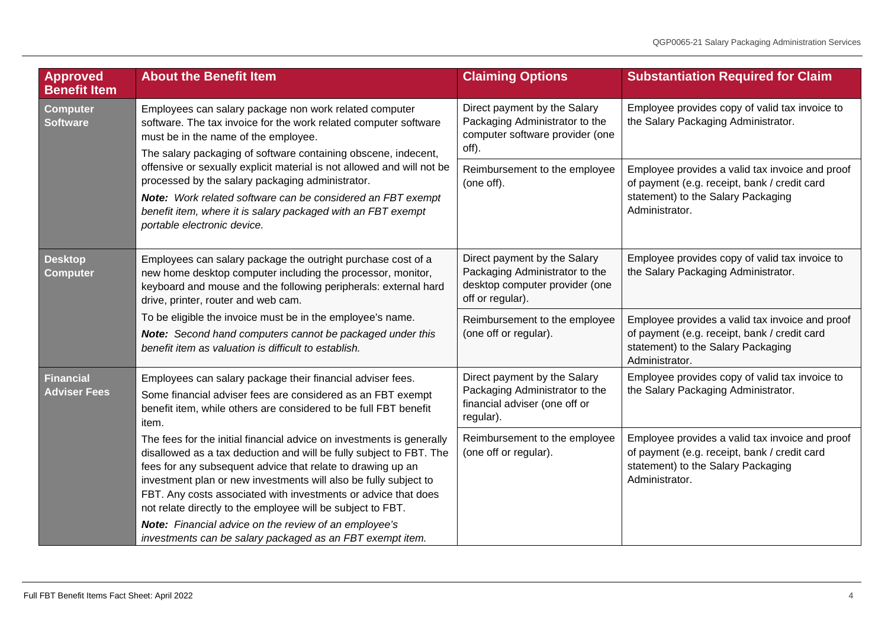| Approved Benefit Item | About the Benefit Item | Claiming Options | Substantiation Required for Claim |
|---|---|---|---|
| **Computer Software** | Employees can salary package non work related computer software. The tax invoice for the work related computer software must be in the name of the employee.<br>The salary packaging of software containing obscene, indecent, offensive or sexually explicit material is not allowed and will not be processed by the salary packaging administrator.<br>***Note:*** *Work related software can be considered an FBT exempt benefit item, where it is salary packaged with an FBT exempt portable electronic device.* | Direct payment by the Salary Packaging Administrator to the computer software provider (one off). | Employee provides copy of valid tax invoice to the Salary Packaging Administrator. |
| | | Reimbursement to the employee (one off). | Employee provides a valid tax invoice and proof of payment (e.g. receipt, bank / credit card statement) to the Salary Packaging Administrator. |
| **Desktop Computer** | Employees can salary package the outright purchase cost of a new home desktop computer including the processor, monitor, keyboard and mouse and the following peripherals: external hard drive, printer, router and web cam.<br>To be eligible the invoice must be in the employee's name.<br>***Note:*** *Second hand computers cannot be packaged under this benefit item as valuation is difficult to establish.* | Direct payment by the Salary Packaging Administrator to the desktop computer provider (one off or regular). | Employee provides copy of valid tax invoice to the Salary Packaging Administrator. |
| | | Reimbursement to the employee (one off or regular). | Employee provides a valid tax invoice and proof of payment (e.g. receipt, bank / credit card statement) to the Salary Packaging Administrator. |
| **Financial Adviser Fees** | Employees can salary package their financial adviser fees.<br>Some financial adviser fees are considered as an FBT exempt benefit item, while others are considered to be full FBT benefit item.<br>The fees for the initial financial advice on investments is generally disallowed as a tax deduction and will be fully subject to FBT. The fees for any subsequent advice that relate to drawing up an investment plan or new investments will also be fully subject to FBT. Any costs associated with investments or advice that does not relate directly to the employee will be subject to FBT.<br>***Note:*** *Financial advice on the review of an employee's investments can be salary packaged as an FBT exempt item.* | Direct payment by the Salary Packaging Administrator to the financial adviser (one off or regular). | Employee provides copy of valid tax invoice to the Salary Packaging Administrator. |
| | | Reimbursement to the employee (one off or regular). | Employee provides a valid tax invoice and proof of payment (e.g. receipt, bank / credit card statement) to the Salary Packaging Administrator. |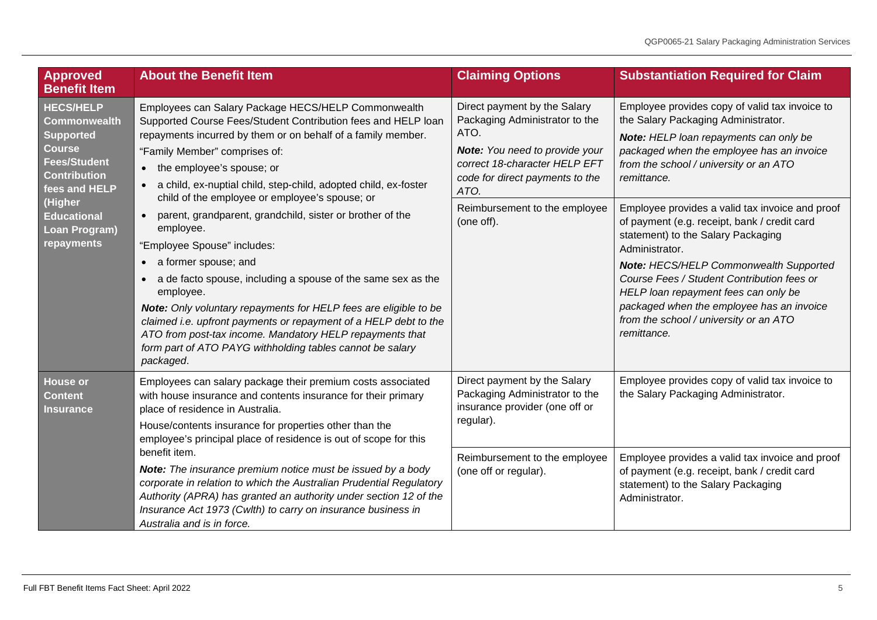| Approved Benefit Item | About the Benefit Item | Claiming Options | Substantiation Required for Claim |
|---|---|---|---|
| **HECS/HELP Commonwealth Supported Course Fees/Student Contribution fees and HELP (Higher Educational Loan Program) repayments** | Employees can Salary Package HECS/HELP Commonwealth Supported Course Fees/Student Contribution fees and HELP loan repayments incurred by them or on behalf of a family member.<br>"Family Member" comprises of:<br>• the employee's spouse; or<br>• a child, ex-nuptial child, step-child, adopted child, ex-foster child of the employee or employee's spouse; or<br>• parent, grandparent, grandchild, sister or brother of the employee.<br>"Employee Spouse" includes:<br>• a former spouse; and<br>• a de facto spouse, including a spouse of the same sex as the employee.<br>***Note:*** *Only voluntary repayments for HELP fees are eligible to be claimed i.e. upfront payments or repayment of a HELP debt to the ATO from post-tax income. Mandatory HELP repayments that form part of ATO PAYG withholding tables cannot be salary packaged.* | Direct payment by the Salary Packaging Administrator to the ATO.<br>***Note:*** *You need to provide your correct 18-character HELP EFT code for direct payments to the ATO.* | Employee provides copy of valid tax invoice to the Salary Packaging Administrator.<br>***Note:*** *HELP loan repayments can only be packaged when the employee has an invoice from the school / university or an ATO remittance.* |
| | | Reimbursement to the employee (one off). | Employee provides a valid tax invoice and proof of payment (e.g. receipt, bank / credit card statement) to the Salary Packaging Administrator.<br>***Note:*** *HECS/HELP Commonwealth Supported Course Fees / Student Contribution fees or HELP loan repayment fees can only be packaged when the employee has an invoice from the school / university or an ATO remittance.* |
| **House or Content Insurance** | Employees can salary package their premium costs associated with house insurance and contents insurance for their primary place of residence in Australia.<br>House/contents insurance for properties other than the employee's principal place of residence is out of scope for this benefit item.<br>***Note:*** *The insurance premium notice must be issued by a body corporate in relation to which the Australian Prudential Regulatory Authority (APRA) has granted an authority under section 12 of the Insurance Act 1973 (Cwlth) to carry on insurance business in Australia and is in force.* | Direct payment by the Salary Packaging Administrator to the insurance provider (one off or regular). | Employee provides copy of valid tax invoice to the Salary Packaging Administrator. |
| | | Reimbursement to the employee (one off or regular). | Employee provides a valid tax invoice and proof of payment (e.g. receipt, bank / credit card statement) to the Salary Packaging Administrator. |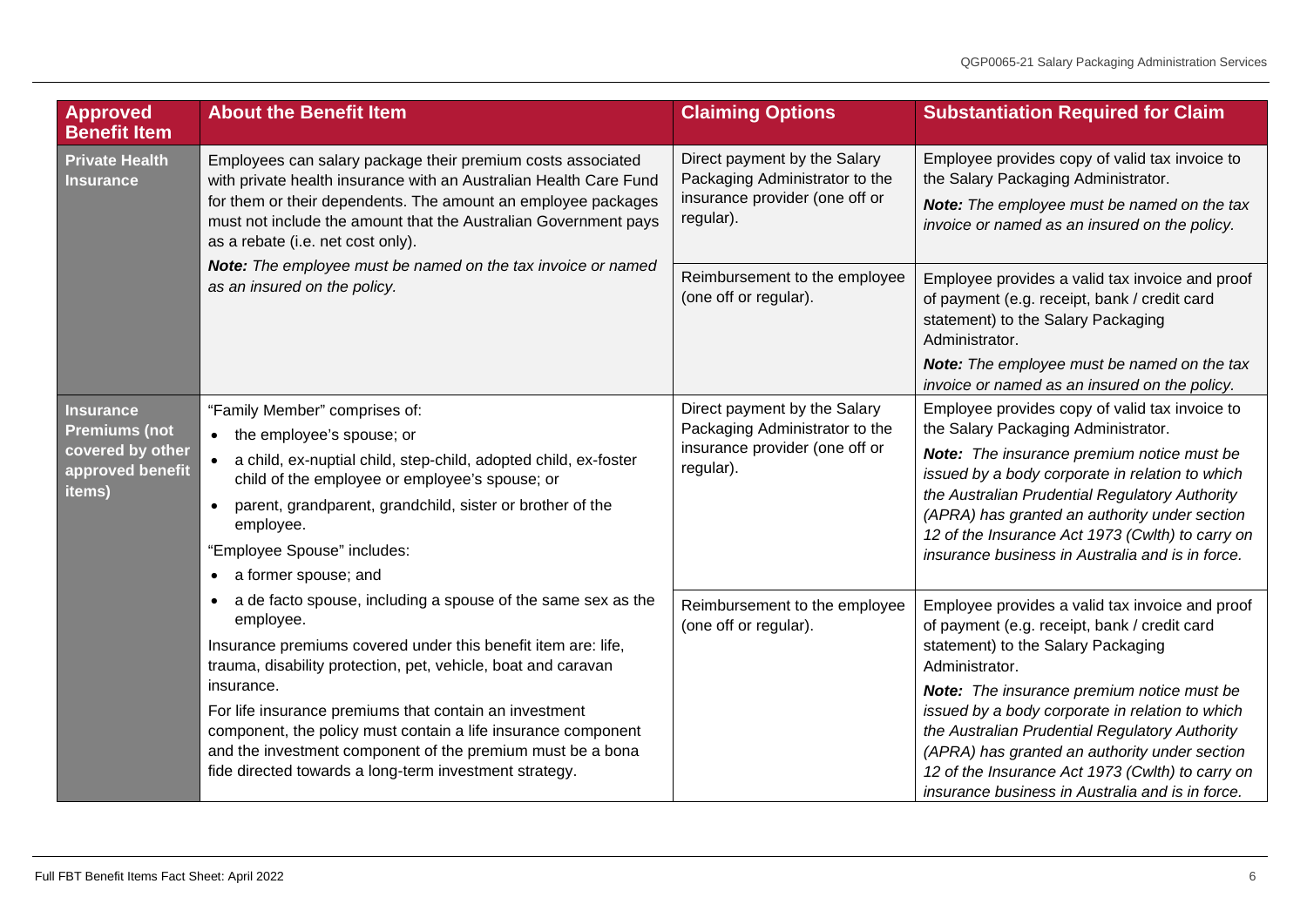| Approved Benefit Item | About the Benefit Item | Claiming Options | Substantiation Required for Claim |
|---|---|---|---|
| **Private Health Insurance** | Employees can salary package their premium costs associated with private health insurance with an Australian Health Care Fund for them or their dependents. The amount an employee packages must not include the amount that the Australian Government pays as a rebate (i.e. net cost only).<br>***Note:*** *The employee must be named on the tax invoice or named as an insured on the policy.* | Direct payment by the Salary Packaging Administrator to the insurance provider (one off or regular). | Employee provides copy of valid tax invoice to the Salary Packaging Administrator.<br>***Note:*** *The employee must be named on the tax invoice or named as an insured on the policy.* |
| | | Reimbursement to the employee (one off or regular). | Employee provides a valid tax invoice and proof of payment (e.g. receipt, bank / credit card statement) to the Salary Packaging Administrator.<br>***Note:*** *The employee must be named on the tax invoice or named as an insured on the policy.* |
| **Insurance Premiums (not covered by other approved benefit items)** | "Family Member" comprises of:<br>• the employee's spouse; or<br>• a child, ex-nuptial child, step-child, adopted child, ex-foster child of the employee or employee's spouse; or<br>• parent, grandparent, grandchild, sister or brother of the employee.<br>"Employee Spouse" includes:<br>• a former spouse; and<br>• a de facto spouse, including a spouse of the same sex as the employee.<br>Insurance premiums covered under this benefit item are: life, trauma, disability protection, pet, vehicle, boat and caravan insurance.<br>For life insurance premiums that contain an investment component, the policy must contain a life insurance component and the investment component of the premium must be a bona fide directed towards a long-term investment strategy. | Direct payment by the Salary Packaging Administrator to the insurance provider (one off or regular). | Employee provides copy of valid tax invoice to the Salary Packaging Administrator.<br>***Note:*** *The insurance premium notice must be issued by a body corporate in relation to which the Australian Prudential Regulatory Authority (APRA) has granted an authority under section 12 of the Insurance Act 1973 (Cwlth) to carry on insurance business in Australia and is in force.* |
| | | Reimbursement to the employee (one off or regular). | Employee provides a valid tax invoice and proof of payment (e.g. receipt, bank / credit card statement) to the Salary Packaging Administrator.<br>***Note:*** *The insurance premium notice must be issued by a body corporate in relation to which the Australian Prudential Regulatory Authority (APRA) has granted an authority under section 12 of the Insurance Act 1973 (Cwlth) to carry on insurance business in Australia and is in force.* |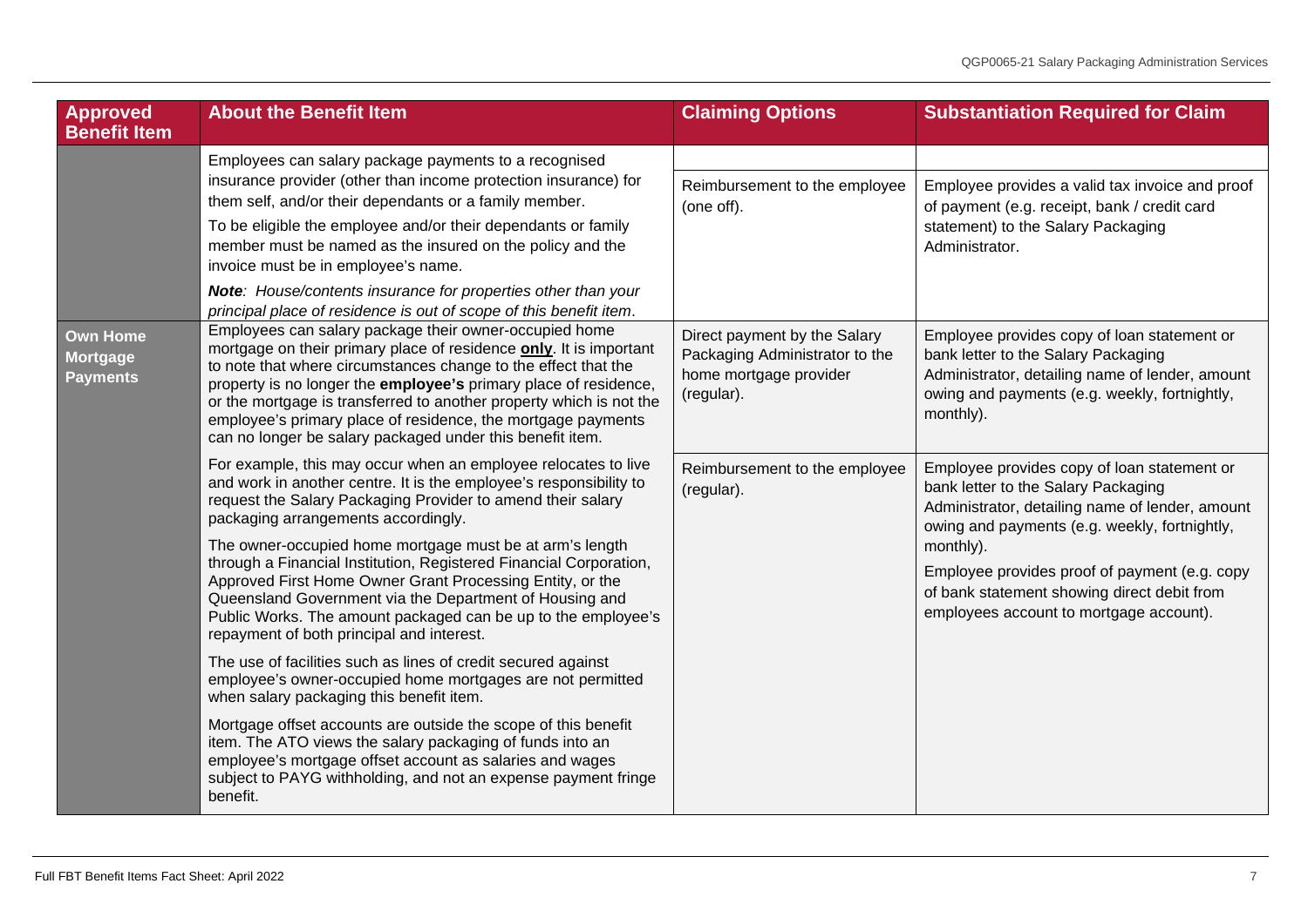| Approved Benefit Item | About the Benefit Item | Claiming Options | Substantiation Required for Claim |
| --- | --- | --- | --- |
| | Employees can salary package payments to a recognised insurance provider (other than income protection insurance) for them self, and/or their dependants or a family member.<br><br>To be eligible the employee and/or their dependants or family member must be named as the insured on the policy and the invoice must be in employee's name.<br><br>***Note**: House/contents insurance for properties other than your principal place of residence is out of scope of this benefit item*. | Reimbursement to the employee (one off). | Employee provides a valid tax invoice and proof of payment (e.g. receipt, bank / credit card statement) to the Salary Packaging Administrator. |
| **Own Home Mortgage Payments** | Employees can salary package their owner-occupied home mortgage on their primary place of residence **only**. It is important to note that where circumstances change to the effect that the property is no longer the **employee's** primary place of residence, or the mortgage is transferred to another property which is not the employee's primary place of residence, the mortgage payments can no longer be salary packaged under this benefit item. | Direct payment by the Salary Packaging Administrator to the home mortgage provider (regular). | Employee provides copy of loan statement or bank letter to the Salary Packaging Administrator, detailing name of lender, amount owing and payments (e.g. weekly, fortnightly, monthly). |
| | For example, this may occur when an employee relocates to live and work in another centre. It is the employee's responsibility to request the Salary Packaging Provider to amend their salary packaging arrangements accordingly.<br><br>The owner-occupied home mortgage must be at arm's length through a Financial Institution, Registered Financial Corporation, Approved First Home Owner Grant Processing Entity, or the Queensland Government via the Department of Housing and Public Works. The amount packaged can be up to the employee's repayment of both principal and interest.<br><br>The use of facilities such as lines of credit secured against employee's owner-occupied home mortgages are not permitted when salary packaging this benefit item.<br><br>Mortgage offset accounts are outside the scope of this benefit item. The ATO views the salary packaging of funds into an employee's mortgage offset account as salaries and wages subject to PAYG withholding, and not an expense payment fringe benefit. | Reimbursement to the employee (regular). | Employee provides copy of loan statement or bank letter to the Salary Packaging Administrator, detailing name of lender, amount owing and payments (e.g. weekly, fortnightly, monthly).<br><br>Employee provides proof of payment (e.g. copy of bank statement showing direct debit from employees account to mortgage account). |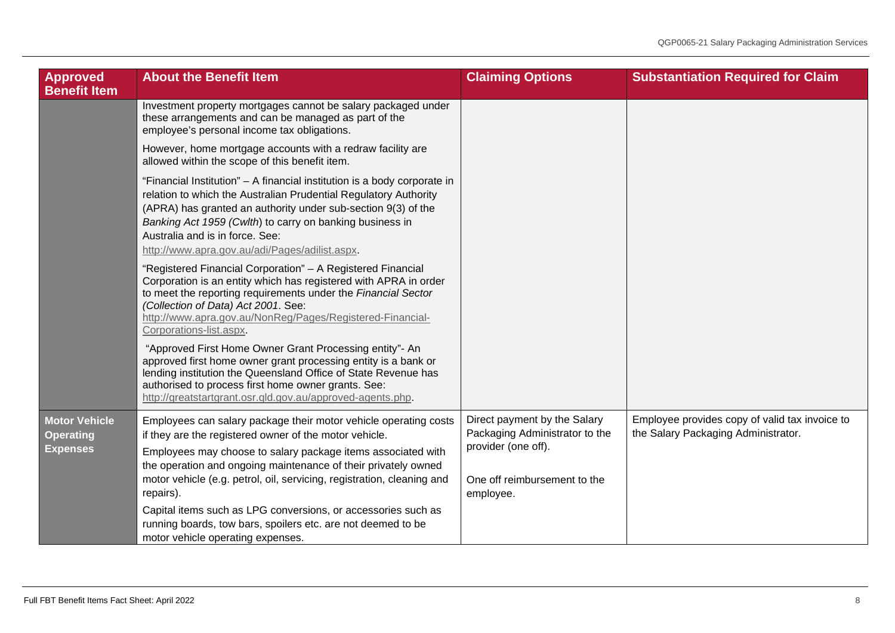| Approved Benefit Item | About the Benefit Item | Claiming Options | Substantiation Required for Claim |
|---|---|---|---|
| | Investment property mortgages cannot be salary packaged under these arrangements and can be managed as part of the employee's personal income tax obligations.<br><br>However, home mortgage accounts with a redraw facility are allowed within the scope of this benefit item.<br><br>"Financial Institution" – A financial institution is a body corporate in relation to which the Australian Prudential Regulatory Authority (APRA) has granted an authority under sub-section 9(3) of the *Banking Act 1959 (Cwlth*) to carry on banking business in Australia and is in force. See: http://www.apra.gov.au/adi/Pages/adilist.aspx.<br><br>"Registered Financial Corporation" – A Registered Financial Corporation is an entity which has registered with APRA in order to meet the reporting requirements under the *Financial Sector (Collection of Data) Act 2001*. See: http://www.apra.gov.au/NonReg/Pages/Registered-Financial-Corporations-list.aspx.<br><br>"Approved First Home Owner Grant Processing entity"- An approved first home owner grant processing entity is a bank or lending institution the Queensland Office of State Revenue has authorised to process first home owner grants. See: http://greatstartgrant.osr.qld.gov.au/approved-agents.php. | | |
| **Motor Vehicle Operating Expenses** | Employees can salary package their motor vehicle operating costs if they are the registered owner of the motor vehicle.<br><br>Employees may choose to salary package items associated with the operation and ongoing maintenance of their privately owned motor vehicle (e.g. petrol, oil, servicing, registration, cleaning and repairs).<br><br>Capital items such as LPG conversions, or accessories such as running boards, tow bars, spoilers etc. are not deemed to be motor vehicle operating expenses. | Direct payment by the Salary Packaging Administrator to the provider (one off).<br><br>One off reimbursement to the employee. | Employee provides copy of valid tax invoice to the Salary Packaging Administrator. |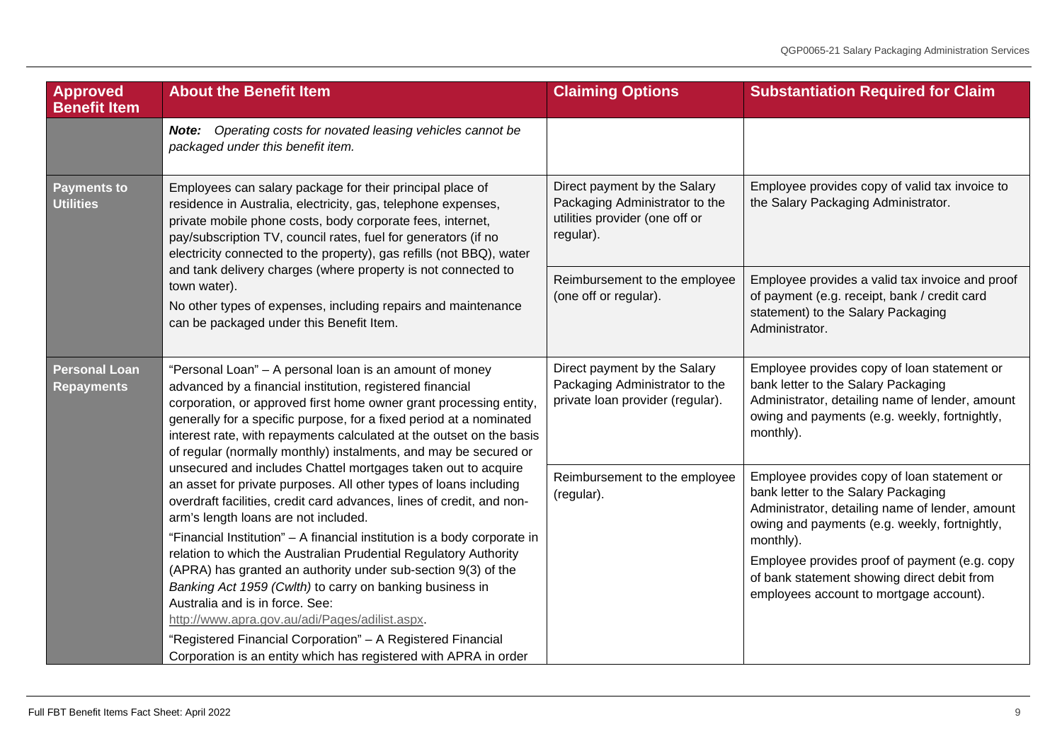| Approved Benefit Item | About the Benefit Item | Claiming Options | Substantiation Required for Claim |
|---|---|---|---|
| | ***Note:*** *Operating costs for novated leasing vehicles cannot be packaged under this benefit item.* | | |
| **Payments to Utilities** | Employees can salary package for their principal place of residence in Australia, electricity, gas, telephone expenses, private mobile phone costs, body corporate fees, internet, pay/subscription TV, council rates, fuel for generators (if no electricity connected to the property), gas refills (not BBQ), water and tank delivery charges (where property is not connected to town water).<br>No other types of expenses, including repairs and maintenance can be packaged under this Benefit Item. | Direct payment by the Salary Packaging Administrator to the utilities provider (one off or regular). | Employee provides copy of valid tax invoice to the Salary Packaging Administrator. |
| | | Reimbursement to the employee (one off or regular). | Employee provides a valid tax invoice and proof of payment (e.g. receipt, bank / credit card statement) to the Salary Packaging Administrator. |
| **Personal Loan Repayments** | "Personal Loan" – A personal loan is an amount of money advanced by a financial institution, registered financial corporation, or approved first home owner grant processing entity, generally for a specific purpose, for a fixed period at a nominated interest rate, with repayments calculated at the outset on the basis of regular (normally monthly) instalments, and may be secured or unsecured and includes Chattel mortgages taken out to acquire an asset for private purposes. All other types of loans including overdraft facilities, credit card advances, lines of credit, and non-arm's length loans are not included.<br>"Financial Institution" – A financial institution is a body corporate in relation to which the Australian Prudential Regulatory Authority (APRA) has granted an authority under sub-section 9(3) of the *Banking Act 1959 (Cwlth)* to carry on banking business in Australia and is in force. See: http://www.apra.gov.au/adi/Pages/adilist.aspx.<br>"Registered Financial Corporation" – A Registered Financial Corporation is an entity which has registered with APRA in order | Direct payment by the Salary Packaging Administrator to the private loan provider (regular). | Employee provides copy of loan statement or bank letter to the Salary Packaging Administrator, detailing name of lender, amount owing and payments (e.g. weekly, fortnightly, monthly). |
| | | Reimbursement to the employee (regular). | Employee provides copy of loan statement or bank letter to the Salary Packaging Administrator, detailing name of lender, amount owing and payments (e.g. weekly, fortnightly, monthly).<br>Employee provides proof of payment (e.g. copy of bank statement showing direct debit from employees account to mortgage account). |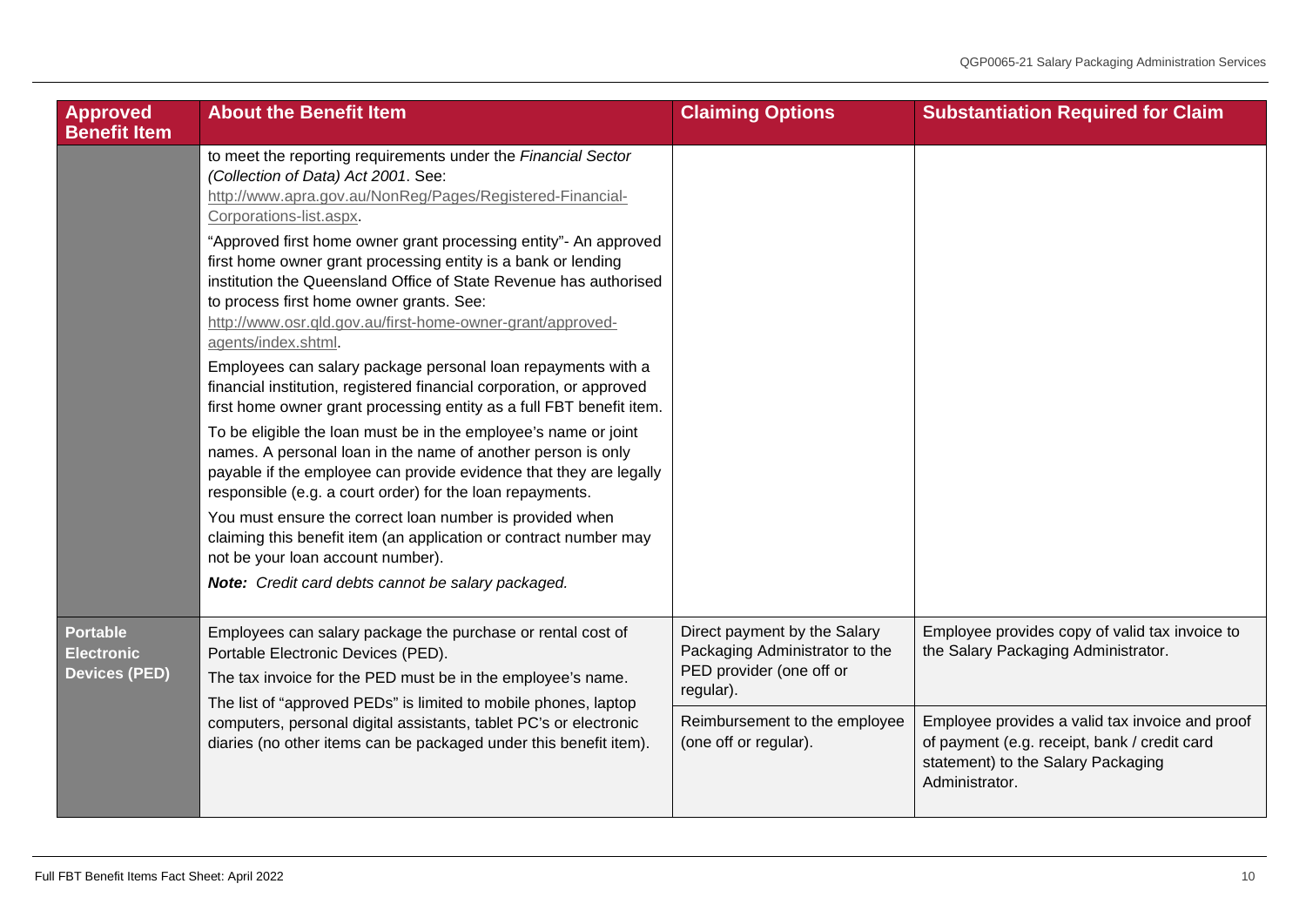| Approved Benefit Item | About the Benefit Item | Claiming Options | Substantiation Required for Claim |
|---|---|---|---|
| | to meet the reporting requirements under the *Financial Sector (Collection of Data) Act 2001*. See: http://www.apra.gov.au/NonReg/Pages/Registered-Financial-Corporations-list.aspx.<br><br>"Approved first home owner grant processing entity"- An approved first home owner grant processing entity is a bank or lending institution the Queensland Office of State Revenue has authorised to process first home owner grants. See: http://www.osr.qld.gov.au/first-home-owner-grant/approved-agents/index.shtml.<br><br>Employees can salary package personal loan repayments with a financial institution, registered financial corporation, or approved first home owner grant processing entity as a full FBT benefit item.<br><br>To be eligible the loan must be in the employee's name or joint names. A personal loan in the name of another person is only payable if the employee can provide evidence that they are legally responsible (e.g. a court order) for the loan repayments.<br><br>You must ensure the correct loan number is provided when claiming this benefit item (an application or contract number may not be your loan account number).<br><br>***Note:*** *Credit card debts cannot be salary packaged.* | | |
| **Portable Electronic Devices (PED)** | Employees can salary package the purchase or rental cost of Portable Electronic Devices (PED).<br><br>The tax invoice for the PED must be in the employee's name.<br><br>The list of "approved PEDs" is limited to mobile phones, laptop computers, personal digital assistants, tablet PC's or electronic diaries (no other items can be packaged under this benefit item). | Direct payment by the Salary Packaging Administrator to the PED provider (one off or regular). | Employee provides copy of valid tax invoice to the Salary Packaging Administrator. |
| | | Reimbursement to the employee (one off or regular). | Employee provides a valid tax invoice and proof of payment (e.g. receipt, bank / credit card statement) to the Salary Packaging Administrator. |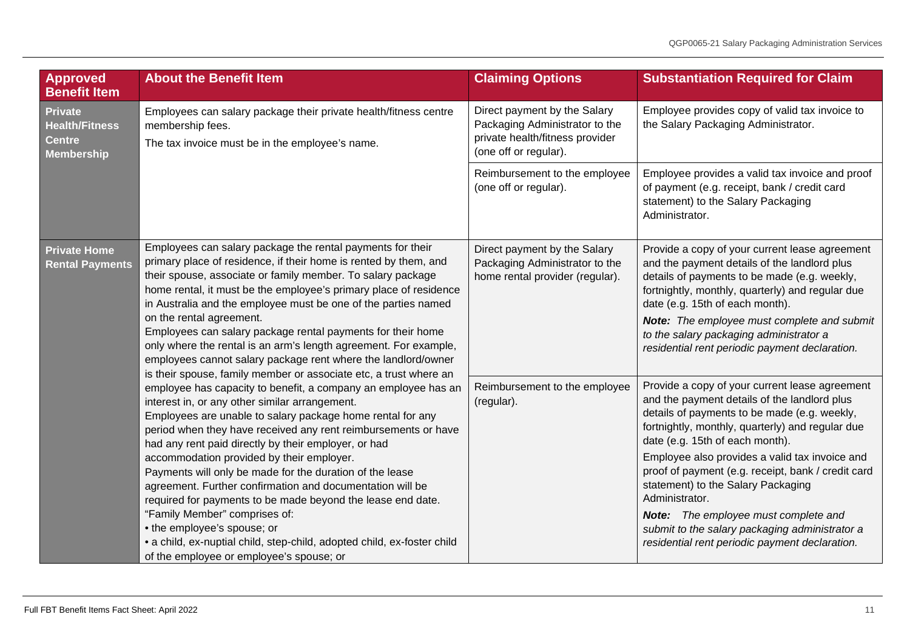| Approved Benefit Item | About the Benefit Item | Claiming Options | Substantiation Required for Claim |
|---|---|---|---|
| **Private Health/Fitness Centre Membership** | Employees can salary package their private health/fitness centre membership fees.<br>The tax invoice must be in the employee's name. | Direct payment by the Salary Packaging Administrator to the private health/fitness provider (one off or regular). | Employee provides copy of valid tax invoice to the Salary Packaging Administrator. |
| | | Reimbursement to the employee (one off or regular). | Employee provides a valid tax invoice and proof of payment (e.g. receipt, bank / credit card statement) to the Salary Packaging Administrator. |
| **Private Home Rental Payments** | Employees can salary package the rental payments for their primary place of residence, if their home is rented by them, and their spouse, associate or family member. To salary package home rental, it must be the employee's primary place of residence in Australia and the employee must be one of the parties named on the rental agreement.<br>Employees can salary package rental payments for their home only where the rental is an arm's length agreement. For example, employees cannot salary package rent where the landlord/owner is their spouse, family member or associate etc, a trust where an employee has capacity to benefit, a company an employee has an interest in, or any other similar arrangement.<br>Employees are unable to salary package home rental for any period when they have received any rent reimbursements or have had any rent paid directly by their employer, or had accommodation provided by their employer.<br>Payments will only be made for the duration of the lease agreement. Further confirmation and documentation will be required for payments to be made beyond the lease end date.<br>"Family Member" comprises of:<br>• the employee's spouse; or<br>• a child, ex-nuptial child, step-child, adopted child, ex-foster child of the employee or employee's spouse; or | Direct payment by the Salary Packaging Administrator to the home rental provider (regular). | Provide a copy of your current lease agreement and the payment details of the landlord plus details of payments to be made (e.g. weekly, fortnightly, monthly, quarterly) and regular due date (e.g. 15th of each month).<br>***Note:*** *The employee must complete and submit to the salary packaging administrator a residential rent periodic payment declaration.* |
| | | Reimbursement to the employee (regular). | Provide a copy of your current lease agreement and the payment details of the landlord plus details of payments to be made (e.g. weekly, fortnightly, monthly, quarterly) and regular due date (e.g. 15th of each month).<br>Employee also provides a valid tax invoice and proof of payment (e.g. receipt, bank / credit card statement) to the Salary Packaging Administrator.<br>***Note:*** *The employee must complete and submit to the salary packaging administrator a residential rent periodic payment declaration.* |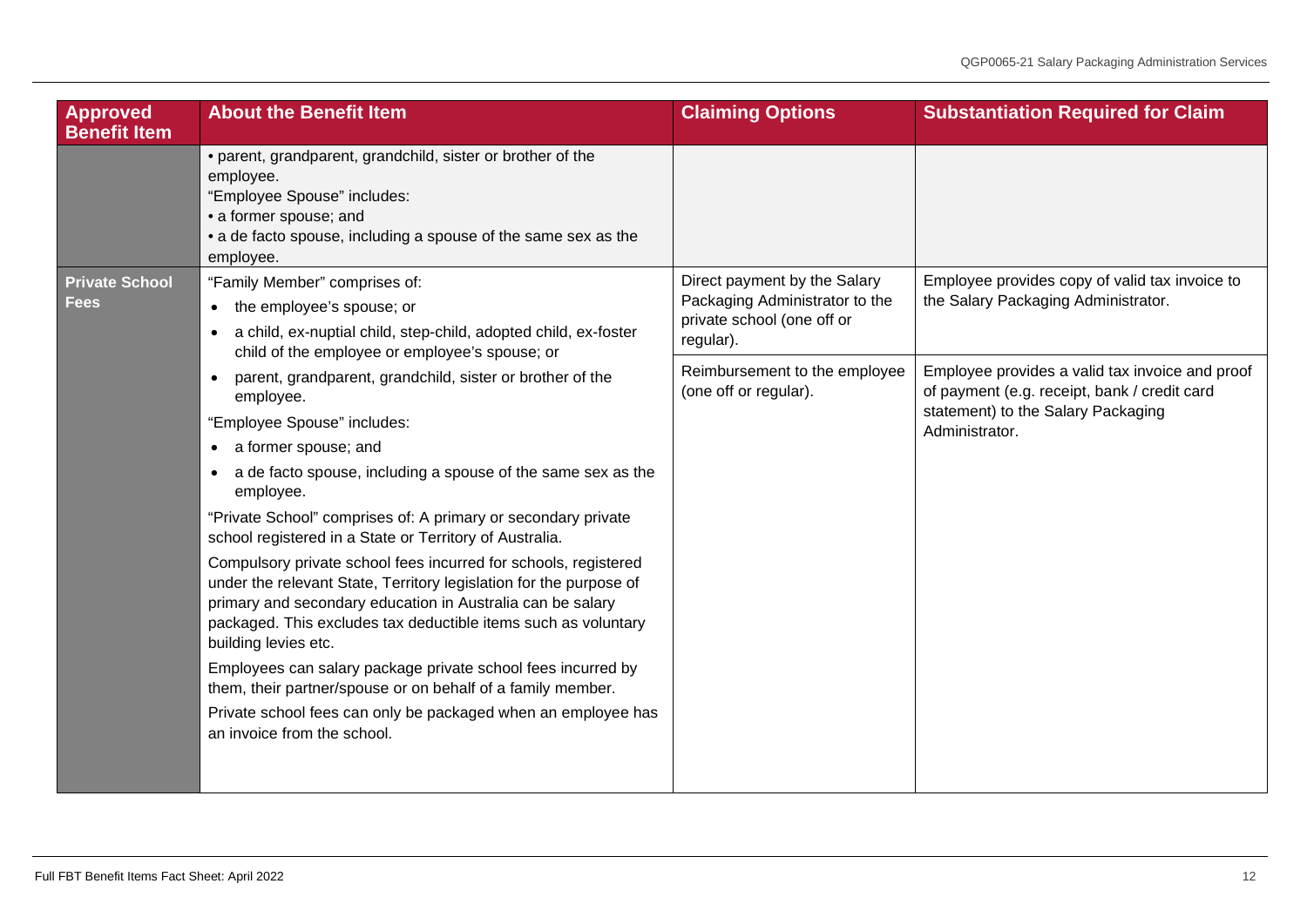| Approved Benefit Item | About the Benefit Item | Claiming Options | Substantiation Required for Claim |
| --- | --- | --- | --- |
| | • parent, grandparent, grandchild, sister or brother of the employee.<br>"Employee Spouse" includes:<br>• a former spouse; and<br>• a de facto spouse, including a spouse of the same sex as the employee. | | |
| **Private School Fees** | "Family Member" comprises of:<br>• the employee's spouse; or<br>• a child, ex-nuptial child, step-child, adopted child, ex-foster child of the employee or employee's spouse; or<br>• parent, grandparent, grandchild, sister or brother of the employee.<br>"Employee Spouse" includes:<br>• a former spouse; and<br>• a de facto spouse, including a spouse of the same sex as the employee.<br>"Private School" comprises of: A primary or secondary private school registered in a State or Territory of Australia.<br>Compulsory private school fees incurred for schools, registered under the relevant State, Territory legislation for the purpose of primary and secondary education in Australia can be salary packaged. This excludes tax deductible items such as voluntary building levies etc.<br>Employees can salary package private school fees incurred by them, their partner/spouse or on behalf of a family member.<br>Private school fees can only be packaged when an employee has an invoice from the school. | Direct payment by the Salary Packaging Administrator to the private school (one off or regular). | Employee provides copy of valid tax invoice to the Salary Packaging Administrator. |
| | | Reimbursement to the employee (one off or regular). | Employee provides a valid tax invoice and proof of payment (e.g. receipt, bank / credit card statement) to the Salary Packaging Administrator. |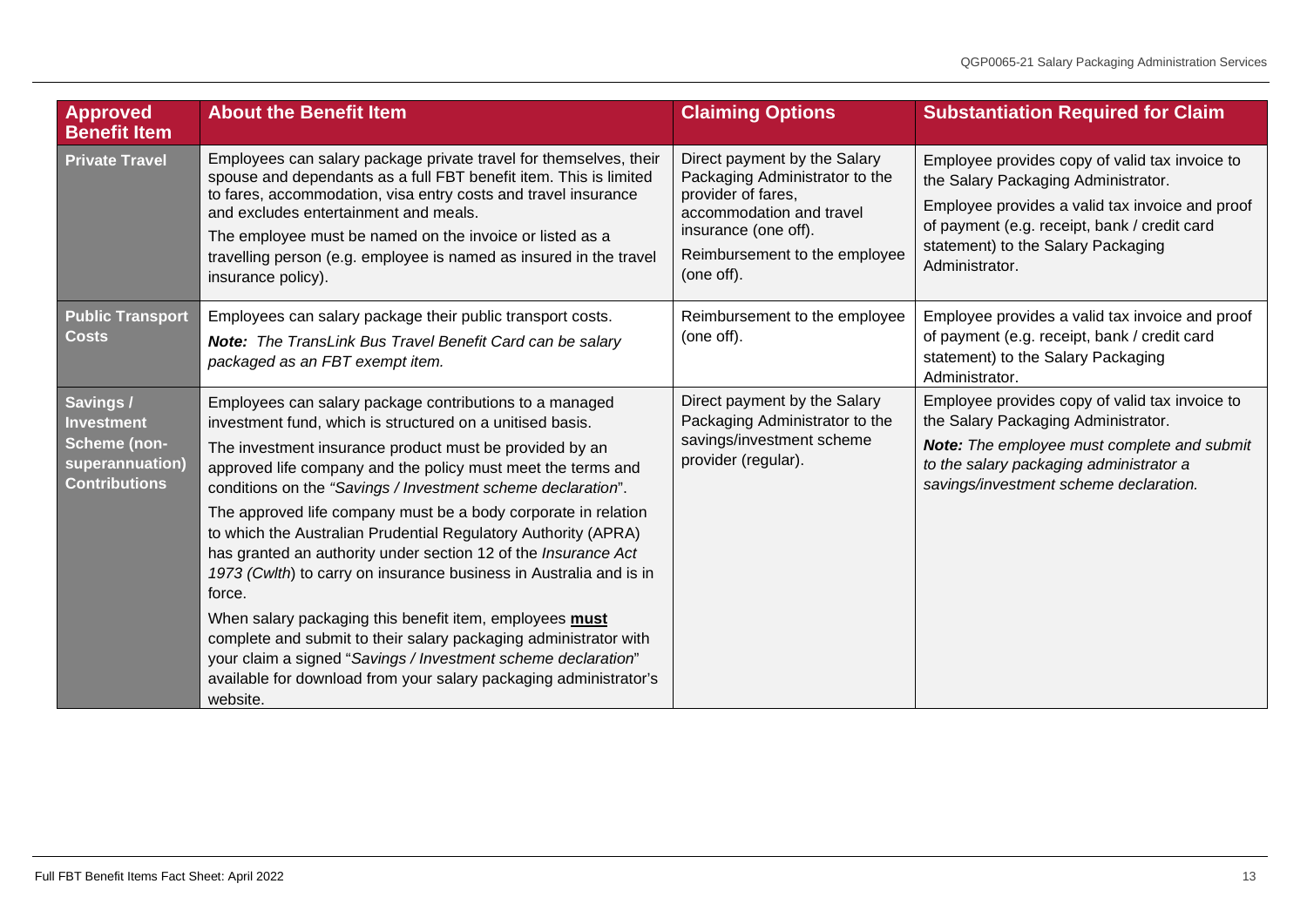| Approved Benefit Item | About the Benefit Item | Claiming Options | Substantiation Required for Claim |
|---|---|---|---|
| **Private Travel** | Employees can salary package private travel for themselves, their spouse and dependants as a full FBT benefit item. This is limited to fares, accommodation, visa entry costs and travel insurance and excludes entertainment and meals.<br>The employee must be named on the invoice or listed as a travelling person (e.g. employee is named as insured in the travel insurance policy). | Direct payment by the Salary Packaging Administrator to the provider of fares, accommodation and travel insurance (one off).<br>Reimbursement to the employee (one off). | Employee provides copy of valid tax invoice to the Salary Packaging Administrator.<br>Employee provides a valid tax invoice and proof of payment (e.g. receipt, bank / credit card statement) to the Salary Packaging Administrator. |
| **Public Transport Costs** | Employees can salary package their public transport costs.<br>***Note:*** *The TransLink Bus Travel Benefit Card can be salary packaged as an FBT exempt item.* | Reimbursement to the employee (one off). | Employee provides a valid tax invoice and proof of payment (e.g. receipt, bank / credit card statement) to the Salary Packaging Administrator. |
| **Savings / Investment Scheme (non-superannuation) Contributions** | Employees can salary package contributions to a managed investment fund, which is structured on a unitised basis.<br>The investment insurance product must be provided by an approved life company and the policy must meet the terms and conditions on the "*Savings / Investment scheme declaration*".<br>The approved life company must be a body corporate in relation to which the Australian Prudential Regulatory Authority (APRA) has granted an authority under section 12 of the *Insurance Act 1973 (Cwlth*) to carry on insurance business in Australia and is in force.<br>When salary packaging this benefit item, employees **must** complete and submit to their salary packaging administrator with your claim a signed "*Savings / Investment scheme declaration*" available for download from your salary packaging administrator's website. | Direct payment by the Salary Packaging Administrator to the savings/investment scheme provider (regular). | Employee provides copy of valid tax invoice to the Salary Packaging Administrator.<br>***Note:*** *The employee must complete and submit to the salary packaging administrator a savings/investment scheme declaration.* |